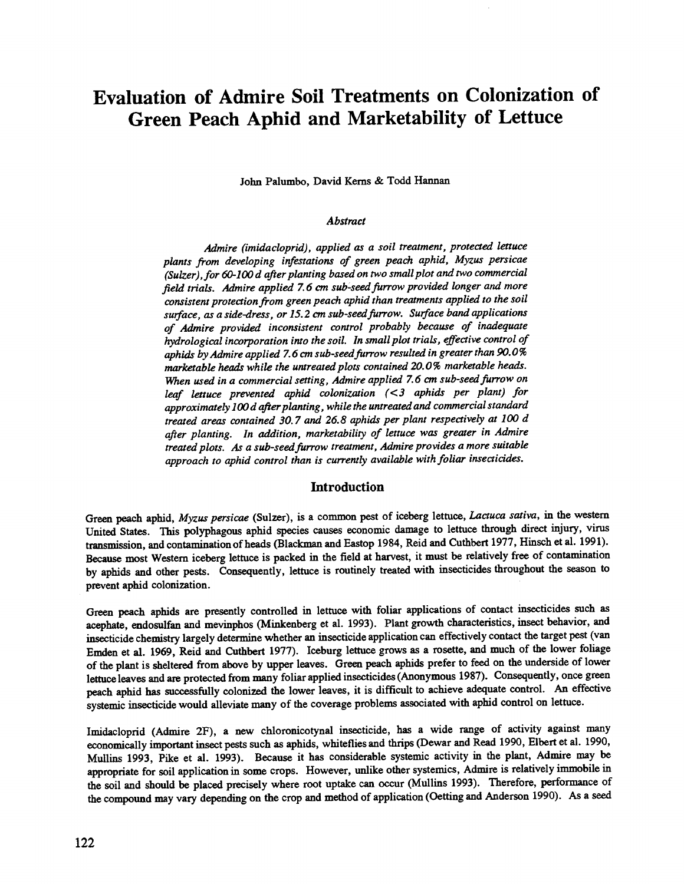# Evaluation of Admire Soil Treatments on Colonization of Green Peach Aphid and Marketability of Lettuce

John Palumbo, David Kerns & Todd Hannan

## Abstract

*Admire (imidacloprid), applied as a soil treatment, protected lettuce plants from developing infestations of green peach aphid, Myzus persicae (Sulzer), for 60-100 d after planting based on two small plot and two commercial field trials. Admire applied 7.6 cm sub-seed furrow provided longer and more consistent protection from green peach aphid than treatments applied to the soil surface, as a side-dress, or 15.2 cm sub-seed furrow. Surface band applications of Admire provided inconsistent control probably because of inadequate hydrological incorporation into the soil. In small plot trials, effective control of aphids by Admire applied 7.6 cm sub-seed furrow resulted in greater than 90.0% marketable heads while the untreated plots contained 20.0% marketable heads. When used in a commercial setting, Admire applied 7.6 cm sub-seed furrow on leaf lettuce prevented aphid colonization (<3 aphids per plant) for approximately 100 d after planting, while the untreated and commercial standard treated areas contained 30.7 and 26.8 aphids per plant respectively at 100 d after planting. In addition, marketability of lettuce was greater in Admire treated plots. As a sub-seed furrow treatment, Admire provides a more suitable approach to aphid control than is currently available with foliar insecticides.*

## Introduction

Green peach aphid, *Myzus persicae* (Sulzer), is a common pest of iceberg lettuce, *Lactuca sativa*, in the western United States. This polyphagous aphid species causes economic damage to lettuce through direct injury, virus transmission, and contamination of heads (Blackman and Eastop 1984, Reid and Cuthbert 1977, Hinsch et al. 1991). Because most Western iceberg lettuce is packed in the field at harvest, it must be relatively free of contamination by aphids and other pests. Consequently, lettuce is routinely treated with insecticides throughout the season to prevent aphid colonization.

Green peach aphids are presently controlled in lettuce with foliar applications of contact insecticides such as acephate, endosulfan and mevinphos (Minkenberg et al. 1993). Plant growth characteristics, insect behavior, and insecticide chemistry largely determine whether an insecticide application can effectively contact the target pest (van Emden et al. 1969, Reid and Cuthbert 1977). Iceburg lettuce grows as a rosette, and much of the lower foliage of the plant is sheltered from above by upper leaves. Green peach aphids prefer to feed on the underside of lower lettuce leaves and are protected from many foliar applied insecticides (Anonymous 1987). Consequently, once green peach aphid has successfully colonized the lower leaves, it is difficult to achieve adequate control. An effective systemic insecticide would alleviate many of the coverage problems associated with aphid control on lettuce.

Imidacloprid (Admire 2F), a new chloronicotynal insecticide, has a wide range of activity against many economically important insect pests such as aphids, whiteflies and thrips (Dewar and Read 1990, Elbert et al. 1990, Mullins 1993, Pike et al. 1993). Because it has considerable systemic activity in the plant, Admire may be appropriate for soil application in some crops. However, unlike other systemics, Admire is relatively immobile in the soil and should be placed precisely where root uptake can occur (Mullins 1993). Therefore, performance of the compound may vary depending on the crop and method of application (Oetting and Anderson 1990). As a seed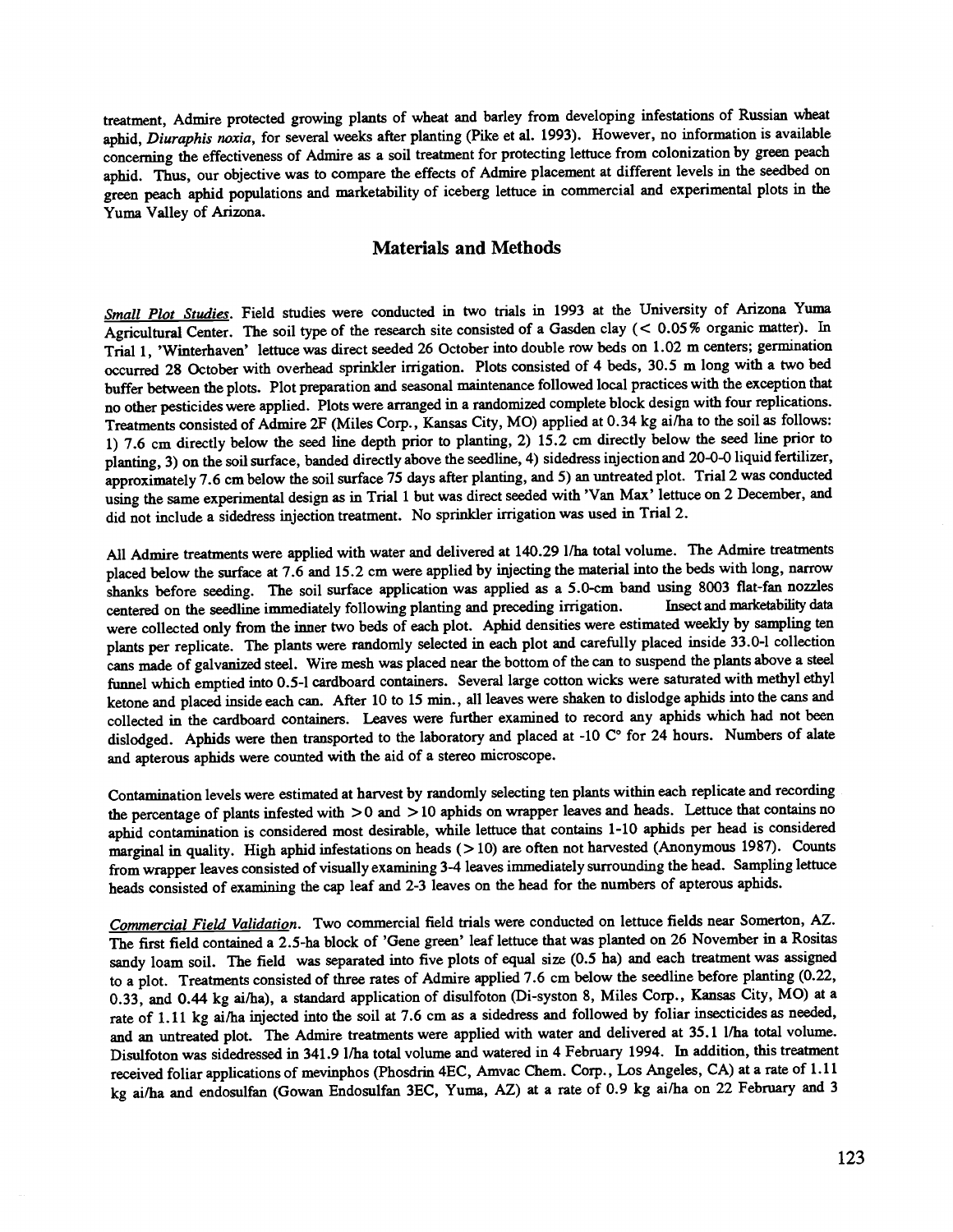treatment, Admire protected growing plants of wheat and barley from developing infestations of Russian wheat aphid, *Diuraphis noxia*, for several weeks after planting (Pike et al. 1993). However, no information is available concerning the effectiveness of Admire as a soil treatment for protecting lettuce from colonization by green peach aphid. Thus, our objective was to compare the effects of Admire placement at different levels in the seedbed on green peach aphid populations and marketability of iceberg lettuce in commercial and experimental plots in the Yuma Valley of Arizona.

## Materials and Methods

*Small Plot Studies*. Field studies were conducted in two trials in 1993 at the University of Arizona Yuma Agricultural Center. The soil type of the research site consisted of a Gasden clay (< 0.05% organic matter). In Trial 1, 'Winterhaven' lettuce was direct seeded 26 October into double row beds on 1.02 m centers; germination occurred 28 October with overhead sprinkler irrigation. Plots consisted of 4 beds, 30.5 m long with a two bed buffer between the plots. Plot preparation and seasonal maintenance followed local practices with the exception that no other pesticides were applied. Plots were arranged in a randomized complete block design with four replications. Treatments consisted of Admire 2F (Miles Corp., Kansas City, MO) applied at 0.34 kg ai/ha to the soil as follows: 1) 7.6 cm directly below the seed line depth prior to planting, 2) 15.2 cm directly below the seed line prior to planting, 3) on the soil surface, banded directly above the seedline, 4) sidedress injection and 20-0-0 liquid fertilizer, approximately 7.6 cm below the soil surface 75 days after planting, and 5) an untreated plot. Trial 2 was conducted using the same experimental design as in Trial 1 but was direct seeded with 'Van Max' lettuce on 2 December, and did not include a sidedress injection treatment. No sprinkler irrigation was used in Trial 2.

All Admire treatments were applied with water and delivered at 140.29 l/ha total volume. The Admire treatments placed below the surface at 7.6 and 15.2 cm were applied by injecting the material into the beds with long, narrow shanks before seeding. The soil surface application was applied as a 5.0-cm band using 8003 flat-fan nozzles centered on the seedline immediately following planting and preceding irrigation. Insect and marketability data were collected only from the inner two beds of each plot. Aphid densities were estimated weekly by sampling ten plants per replicate. The plants were randomly selected in each plot and carefully placed inside 33.0-l collection cans made of galvanized steel. Wire mesh was placed near the bottom of the can to suspend the plants above a steel funnel which emptied into 0.5-l cardboard containers. Several large cotton wicks were saturated with methyl ethyl ketone and placed inside each can. After 10 to 15 min., all leaves were shaken to dislodge aphids into the cans and collected in the cardboard containers. Leaves were further examined to record any aphids which had not been dislodged. Aphids were then transported to the laboratory and placed at -10 C° for 24 hours. Numbers of alate and apterous aphids were counted with the aid of a stereo microscope.

Contamination levels were estimated at harvest by randomly selecting ten plants within each replicate and recording the percentage of plants infested with >0 and >10 aphids on wrapper leaves and heads. Lettuce that contains no aphid contamination is considered most desirable, while lettuce that contains 1-10 aphids per head is considered marginal in quality. High aphid infestations on heads (>10) are often not harvested (Anonymous 1987). Counts from wrapper leaves consisted of visually examining 3-4 leaves immediately surrounding the head. Sampling lettuce heads consisted of examining the cap leaf and 2-3 leaves on the head for the numbers of apterous aphids.

*Commercial Field Validation*. Two commercial field trials were conducted on lettuce fields near Somerton, AZ. The first field contained a 2.5-ha block of 'Gene green' leaf lettuce that was planted on 26 November in a Rositas sandy loam soil. The field was separated into five plots of equal size (0.5 ha) and each treatment was assigned to a plot. Treatments consisted of three rates of Admire applied 7.6 cm below the seedline before planting (0.22, 0.33, and 0.44 kg ai/ha), a standard application of disulfoton (Di-syston 8, Miles Corp., Kansas City, MO) at a rate of 1.11 kg ai/ha injected into the soil at 7.6 cm as a sidedress and followed by foliar insecticides as needed, and an untreated plot. The Admire treatments were applied with water and delivered at 35.1 l/ha total volume. Disulfoton was sidedressed in 341.9 l/ha total volume and watered in 4 February 1994. In addition, this treatment received foliar applications of mevinphos (Phosdrin 4EC, Amvac Chem. Corp., Los Angeles, CA) at a rate of 1.11 kg ai/ha and endosulfan (Gowan Endosulfan 3EC, Yuma, AZ) at a rate of 0.9 kg ai/ha on 22 February and 3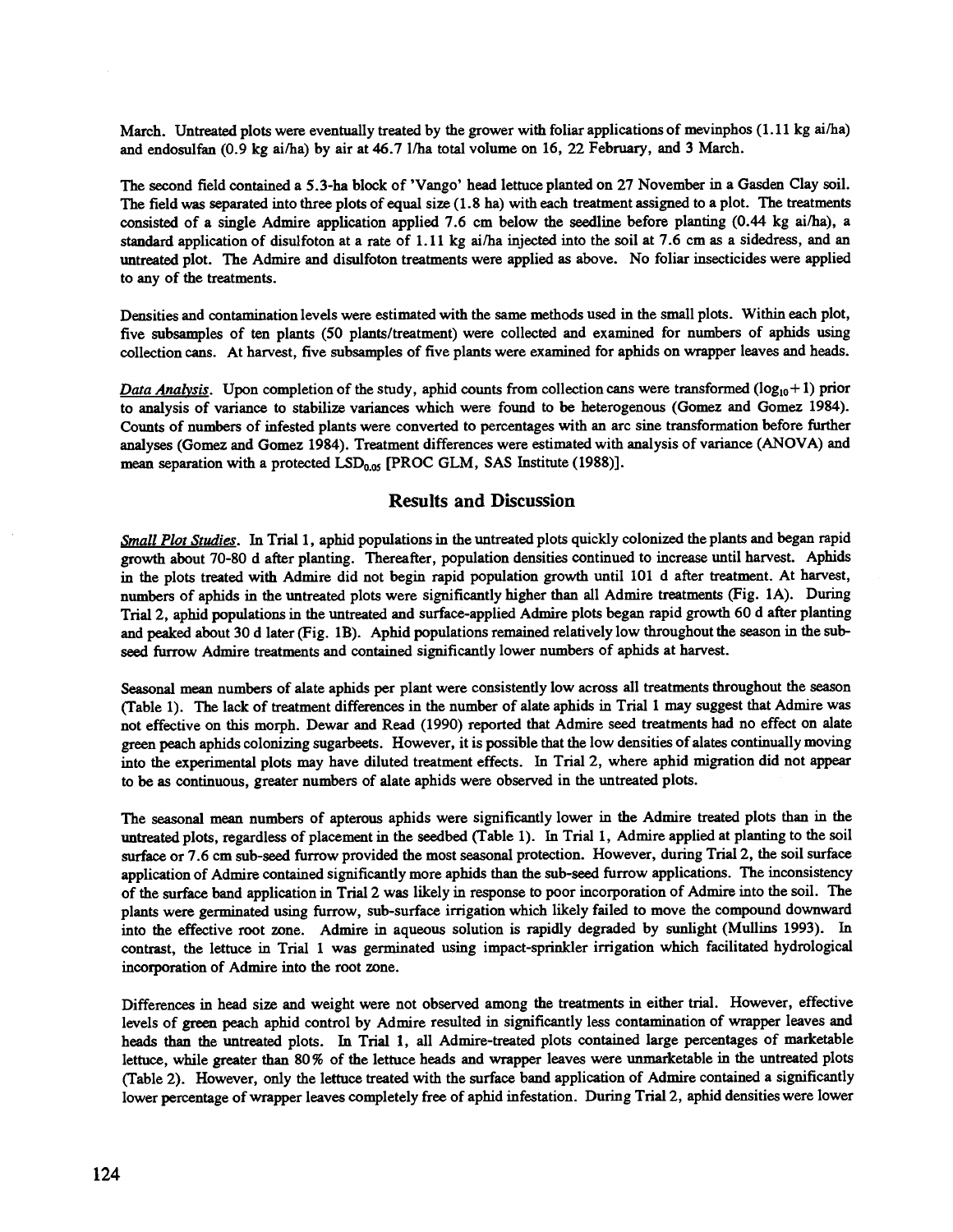March. Untreated plots were eventually treated by the grower with foliar applications of mevinphos (1.11 kg ai/ha) and endosulfan (0.9 kg ai/ha) by air at 46.7 l/ha total volume on 16, 22 February, and 3 March.

The second field contained a 5.3-ha block of 'Vango' head lettuce planted on 27 November in a Gasden Clay soil. The field was separated into three plots of equal size (1.8 ha) with each treatment assigned to a plot. The treatments consisted of a single Admire application applied 7.6 cm below the seedline before planting (0.44 kg ai/ha), a standard application of disulfoton at a rate of 1.11 kg ai/ha injected into the soil at 7.6 cm as a sidedress, and an untreated plot. The Admire and disulfoton treatments were applied as above. No foliar insecticides were applied to any of the treatments.

Densities and contamination levels were estimated with the same methods used in the small plots. Within each plot, five subsamples of ten plants (50 plants/treatment) were collected and examined for numbers of aphids using collection cans. At harvest, five subsamples of five plants were examined for aphids on wrapper leaves and heads.

*Data Analysis.* Upon completion of the study, aphid counts from collection cans were transformed ($\log_{10}+1$) prior to analysis of variance to stabilize variances which were found to be heterogenous (Gomez and Gomez 1984). Counts of numbers of infested plants were converted to percentages with an arc sine transformation before further analyses (Gomez and Gomez 1984). Treatment differences were estimated with analysis of variance (ANOVA) and mean separation with a protected $LSD_{0.05}$ [PROC GLM, SAS Institute (1988)].

## Results and Discussion

*Small Plot Studies.* In Trial 1, aphid populations in the untreated plots quickly colonized the plants and began rapid growth about 70-80 d after planting. Thereafter, population densities continued to increase until harvest. Aphids in the plots treated with Admire did not begin rapid population growth until 101 d after treatment. At harvest, numbers of aphids in the untreated plots were significantly higher than all Admire treatments (Fig. 1A). During Trial 2, aphid populations in the untreated and surface-applied Admire plots began rapid growth 60 d after planting and peaked about 30 d later (Fig. 1B). Aphid populations remained relatively low throughout the season in the sub-seed furrow Admire treatments and contained significantly lower numbers of aphids at harvest.

Seasonal mean numbers of alate aphids per plant were consistently low across all treatments throughout the season (Table 1). The lack of treatment differences in the number of alate aphids in Trial 1 may suggest that Admire was not effective on this morph. Dewar and Read (1990) reported that Admire seed treatments had no effect on alate green peach aphids colonizing sugarbeets. However, it is possible that the low densities of alates continually moving into the experimental plots may have diluted treatment effects. In Trial 2, where aphid migration did not appear to be as continuous, greater numbers of alate aphids were observed in the untreated plots.

The seasonal mean numbers of apterous aphids were significantly lower in the Admire treated plots than in the untreated plots, regardless of placement in the seedbed (Table 1). In Trial 1, Admire applied at planting to the soil surface or 7.6 cm sub-seed furrow provided the most seasonal protection. However, during Trial 2, the soil surface application of Admire contained significantly more aphids than the sub-seed furrow applications. The inconsistency of the surface band application in Trial 2 was likely in response to poor incorporation of Admire into the soil. The plants were germinated using furrow, sub-surface irrigation which likely failed to move the compound downward into the effective root zone. Admire in aqueous solution is rapidly degraded by sunlight (Mullins 1993). In contrast, the lettuce in Trial 1 was germinated using impact-sprinkler irrigation which facilitated hydrological incorporation of Admire into the root zone.

Differences in head size and weight were not observed among the treatments in either trial. However, effective levels of green peach aphid control by Admire resulted in significantly less contamination of wrapper leaves and heads than the untreated plots. In Trial 1, all Admire-treated plots contained large percentages of marketable lettuce, while greater than 80% of the lettuce heads and wrapper leaves were unmarketable in the untreated plots (Table 2). However, only the lettuce treated with the surface band application of Admire contained a significantly lower percentage of wrapper leaves completely free of aphid infestation. During Trial 2, aphid densities were lower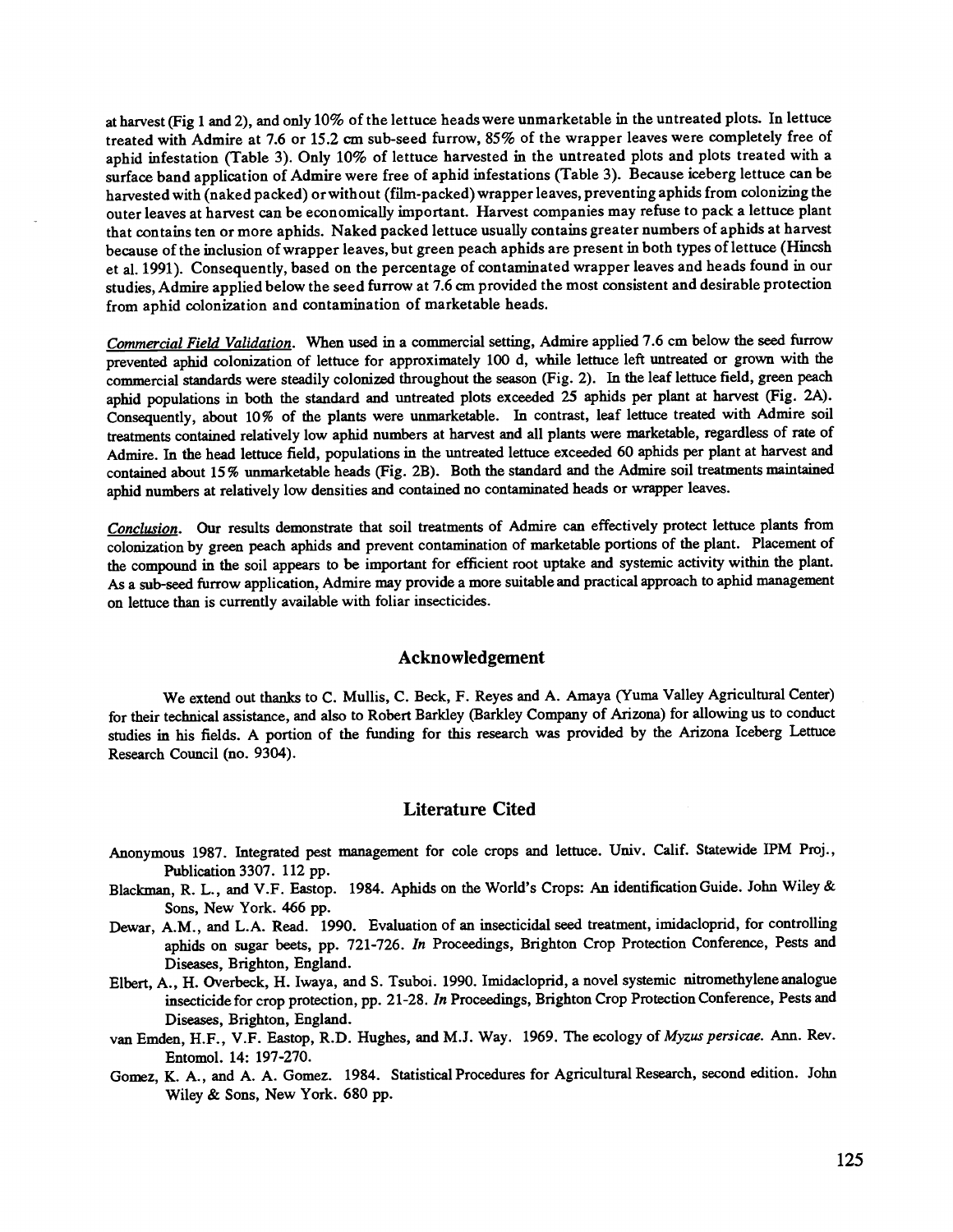at harvest (Fig 1 and 2), and only 10% of the lettuce heads were unmarketable in the untreated plots. In lettuce treated with Admire at 7.6 or 15.2 cm sub-seed furrow, 85% of the wrapper leaves were completely free of aphid infestation (Table 3). Only 10% of lettuce harvested in the untreated plots and plots treated with a surface band application of Admire were free of aphid infestations (Table 3). Because iceberg lettuce can be harvested with (naked packed) or without (film-packed) wrapper leaves, preventing aphids from colonizing the outer leaves at harvest can be economically important. Harvest companies may refuse to pack a lettuce plant that contains ten or more aphids. Naked packed lettuce usually contains greater numbers of aphids at harvest because of the inclusion of wrapper leaves, but green peach aphids are present in both types of lettuce (Hincsh et al. 1991). Consequently, based on the percentage of contaminated wrapper leaves and heads found in our studies, Admire applied below the seed furrow at 7.6 cm provided the most consistent and desirable protection from aphid colonization and contamination of marketable heads.

*Commercial Field Validation*. When used in a commercial setting, Admire applied 7.6 cm below the seed furrow prevented aphid colonization of lettuce for approximately 100 d, while lettuce left untreated or grown with the commercial standards were steadily colonized throughout the season (Fig. 2). In the leaf lettuce field, green peach aphid populations in both the standard and untreated plots exceeded 25 aphids per plant at harvest (Fig. 2A). Consequently, about 10% of the plants were unmarketable. In contrast, leaf lettuce treated with Admire soil treatments contained relatively low aphid numbers at harvest and all plants were marketable, regardless of rate of Admire. In the head lettuce field, populations in the untreated lettuce exceeded 60 aphids per plant at harvest and contained about 15% unmarketable heads (Fig. 2B). Both the standard and the Admire soil treatments maintained aphid numbers at relatively low densities and contained no contaminated heads or wrapper leaves.

*Conclusion*. Our results demonstrate that soil treatments of Admire can effectively protect lettuce plants from colonization by green peach aphids and prevent contamination of marketable portions of the plant. Placement of the compound in the soil appears to be important for efficient root uptake and systemic activity within the plant. As a sub-seed furrow application, Admire may provide a more suitable and practical approach to aphid management on lettuce than is currently available with foliar insecticides.

## Acknowledgement

We extend out thanks to C. Mullis, C. Beck, F. Reyes and A. Amaya (Yuma Valley Agricultural Center) for their technical assistance, and also to Robert Barkley (Barkley Company of Arizona) for allowing us to conduct studies in his fields. A portion of the funding for this research was provided by the Arizona Iceberg Lettuce Research Council (no. 9304).

## Literature Cited

Anonymous 1987. Integrated pest management for cole crops and lettuce. Univ. Calif. Statewide IPM Proj., Publication 3307. 112 pp.

Blackman, R. L., and V.F. Eastop. 1984. Aphids on the World's Crops: An identification Guide. John Wiley & Sons, New York. 466 pp.

Dewar, A.M., and L.A. Read. 1990. Evaluation of an insecticidal seed treatment, imidacloprid, for controlling aphids on sugar beets, pp. 721-726. *In* Proceedings, Brighton Crop Protection Conference, Pests and Diseases, Brighton, England.

Elbert, A., H. Overbeck, H. Iwaya, and S. Tsuboi. 1990. Imidacloprid, a novel systemic nitromethylene analogue insecticide for crop protection, pp. 21-28. *In* Proceedings, Brighton Crop Protection Conference, Pests and Diseases, Brighton, England.

van Emden, H.F., V.F. Eastop, R.D. Hughes, and M.J. Way. 1969. The ecology of *Myzus persicae*. Ann. Rev. Entomol. 14: 197-270.

Gomez, K. A., and A. A. Gomez. 1984. Statistical Procedures for Agricultural Research, second edition. John Wiley & Sons, New York. 680 pp.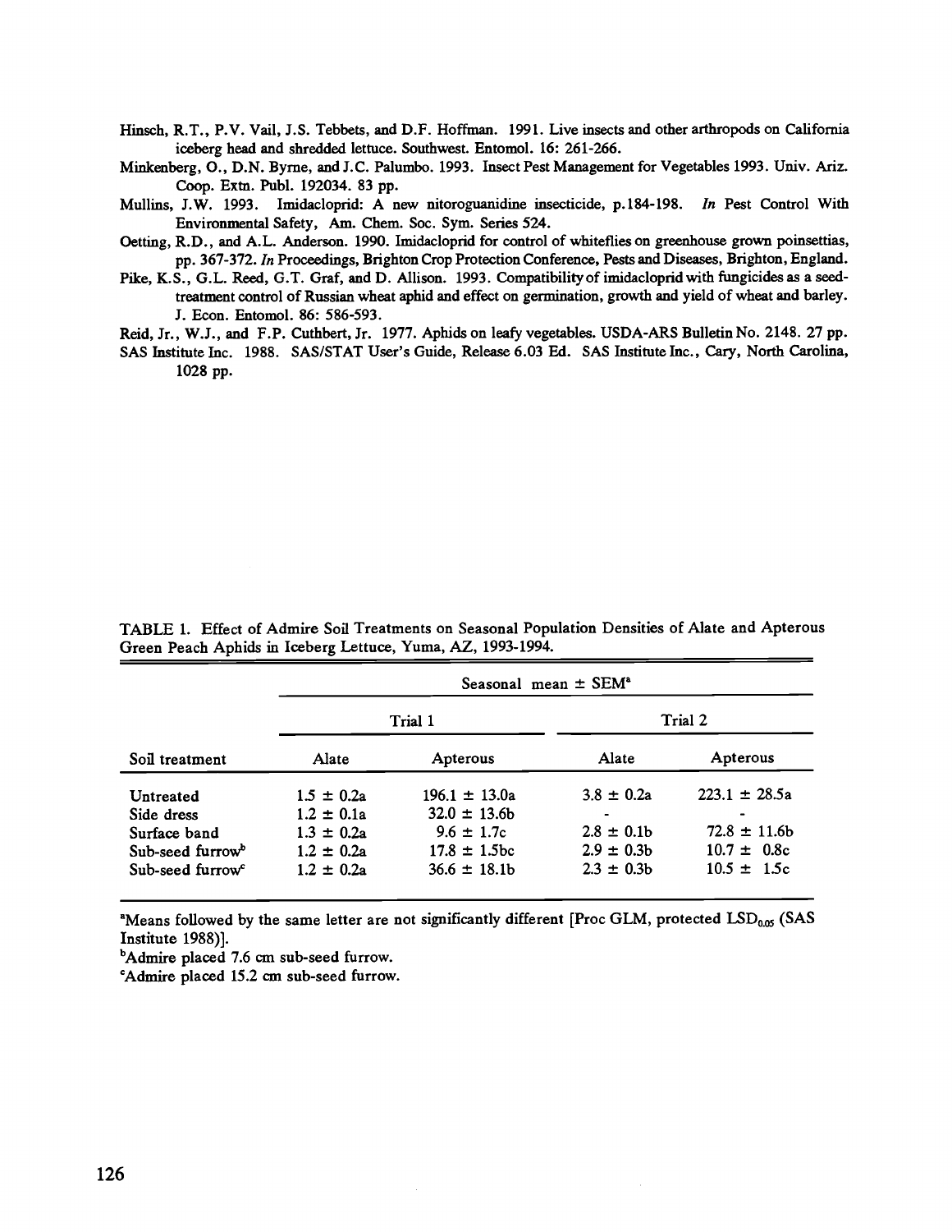Hinsch, R.T., P.V. Vail, J.S. Tebbets, and D.F. Hoffman. 1991. Live insects and other arthropods on California iceberg head and shredded lettuce. Southwest. Entomol. 16: 261-266.

Minkenberg, O., D.N. Byrne, and J.C. Palumbo. 1993. Insect Pest Management for Vegetables 1993. Univ. Ariz. Coop. Extn. Publ. 192034. 83 pp.

Mullins, J.W. 1993. Imidacloprid: A new nitoroguanidine insecticide, p.184-198. *In* Pest Control With Environmental Safety, Am. Chem. Soc. Sym. Series 524.

Oetting, R.D., and A.L. Anderson. 1990. Imidacloprid for control of whiteflies on greenhouse grown poinsettias, pp. 367-372. *In* Proceedings, Brighton Crop Protection Conference, Pests and Diseases, Brighton, England.

Pike, K.S., G.L. Reed, G.T. Graf, and D. Allison. 1993. Compatibility of imidacloprid with fungicides as a seed-treatment control of Russian wheat aphid and effect on germination, growth and yield of wheat and barley. J. Econ. Entomol. 86: 586-593.

Reid, Jr., W.J., and F.P. Cuthbert, Jr. 1977. Aphids on leafy vegetables. USDA-ARS Bulletin No. 2148. 27 pp.

SAS Institute Inc. 1988. SAS/STAT User's Guide, Release 6.03 Ed. SAS Institute Inc., Cary, North Carolina, 1028 pp.

TABLE 1. Effect of Admire Soil Treatments on Seasonal Population Densities of Alate and Apterous Green Peach Aphids in Iceberg Lettuce, Yuma, AZ, 1993-1994.

| | Seasonal mean ± SEM[a] | | | |
|---|---|---|---|---|
| | Trial 1 | | Trial 2 | |
| Soil treatment | Alate | Apterous | Alate | Apterous |
| Untreated | 1.5 ± 0.2a | 196.1 ± 13.0a | 3.8 ± 0.2a | 223.1 ± 28.5a |
| Side dress | 1.2 ± 0.1a | 32.0 ± 13.6b | - | - |
| Surface band | 1.3 ± 0.2a | 9.6 ± 1.7c | 2.8 ± 0.1b | 72.8 ± 11.6b |
| Sub-seed furrow[b] | 1.2 ± 0.2a | 17.8 ± 1.5bc | 2.9 ± 0.3b | 10.7 ± 0.8c |
| Sub-seed furrow[c] | 1.2 ± 0.2a | 36.6 ± 18.1b | 2.3 ± 0.3b | 10.5 ± 1.5c |

[a]Means followed by the same letter are not significantly different [Proc GLM, protected $LSD_{0.05}$ (SAS Institute 1988)].

[b]Admire placed 7.6 cm sub-seed furrow.

[c]Admire placed 15.2 cm sub-seed furrow.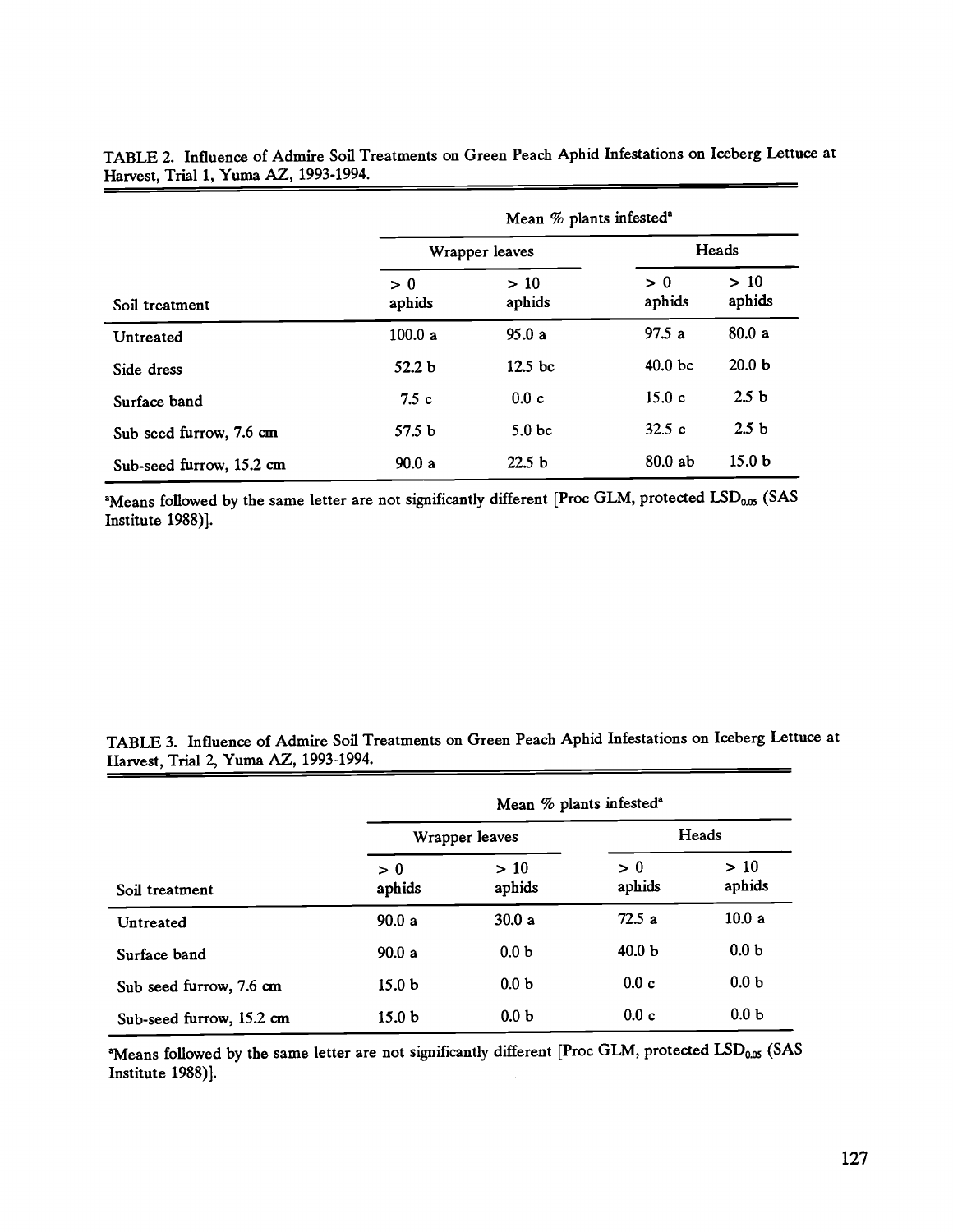TABLE 2. Influence of Admire Soil Treatments on Green Peach Aphid Infestations on Iceberg Lettuce at Harvest, Trial 1, Yuma AZ, 1993-1994.

| | Mean % plants infested[a] | | | |
|---|---|---|---|---|
| | Wrapper leaves | | Heads | |
| Soil treatment | > 0 aphids | > 10 aphids | > 0 aphids | > 10 aphids |
| Untreated | 100.0 a | 95.0 a | 97.5 a | 80.0 a |
| Side dress | 52.2 b | 12.5 bc | 40.0 bc | 20.0 b |
| Surface band | 7.5 c | 0.0 c | 15.0 c | 2.5 b |
| Sub seed furrow, 7.6 cm | 57.5 b | 5.0 bc | 32.5 c | 2.5 b |
| Sub-seed furrow, 15.2 cm | 90.0 a | 22.5 b | 80.0 ab | 15.0 b |

[a]Means followed by the same letter are not significantly different [Proc GLM, protected $LSD_{0.05}$ (SAS Institute 1988)].

TABLE 3. Influence of Admire Soil Treatments on Green Peach Aphid Infestations on Iceberg Lettuce at Harvest, Trial 2, Yuma AZ, 1993-1994.

| | Mean % plants infested[a] | | | |
|---|---|---|---|---|
| | Wrapper leaves | | Heads | |
| Soil treatment | > 0 aphids | > 10 aphids | > 0 aphids | > 10 aphids |
| Untreated | 90.0 a | 30.0 a | 72.5 a | 10.0 a |
| Surface band | 90.0 a | 0.0 b | 40.0 b | 0.0 b |
| Sub seed furrow, 7.6 cm | 15.0 b | 0.0 b | 0.0 c | 0.0 b |
| Sub-seed furrow, 15.2 cm | 15.0 b | 0.0 b | 0.0 c | 0.0 b |

[a]Means followed by the same letter are not significantly different [Proc GLM, protected $LSD_{0.05}$ (SAS Institute 1988)].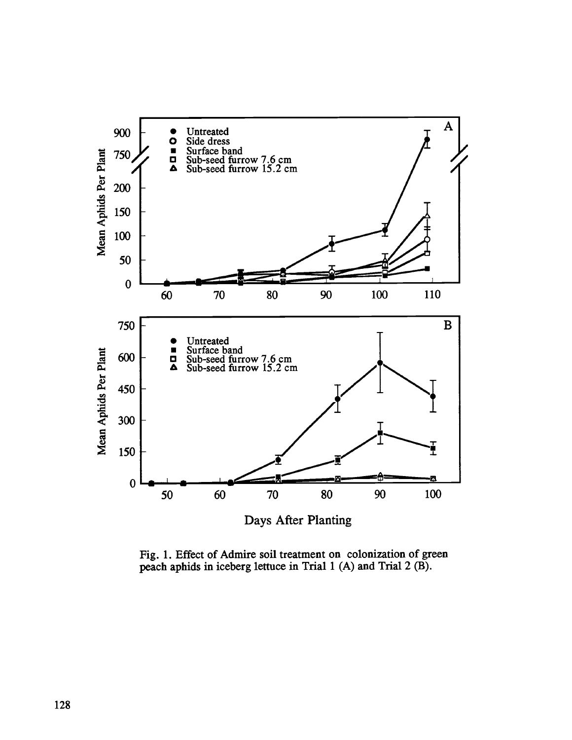Fig. 1. Effect of Admire soil treatment on colonization of green peach aphids in iceberg lettuce in Trial 1 (A) and Trial 2 (B).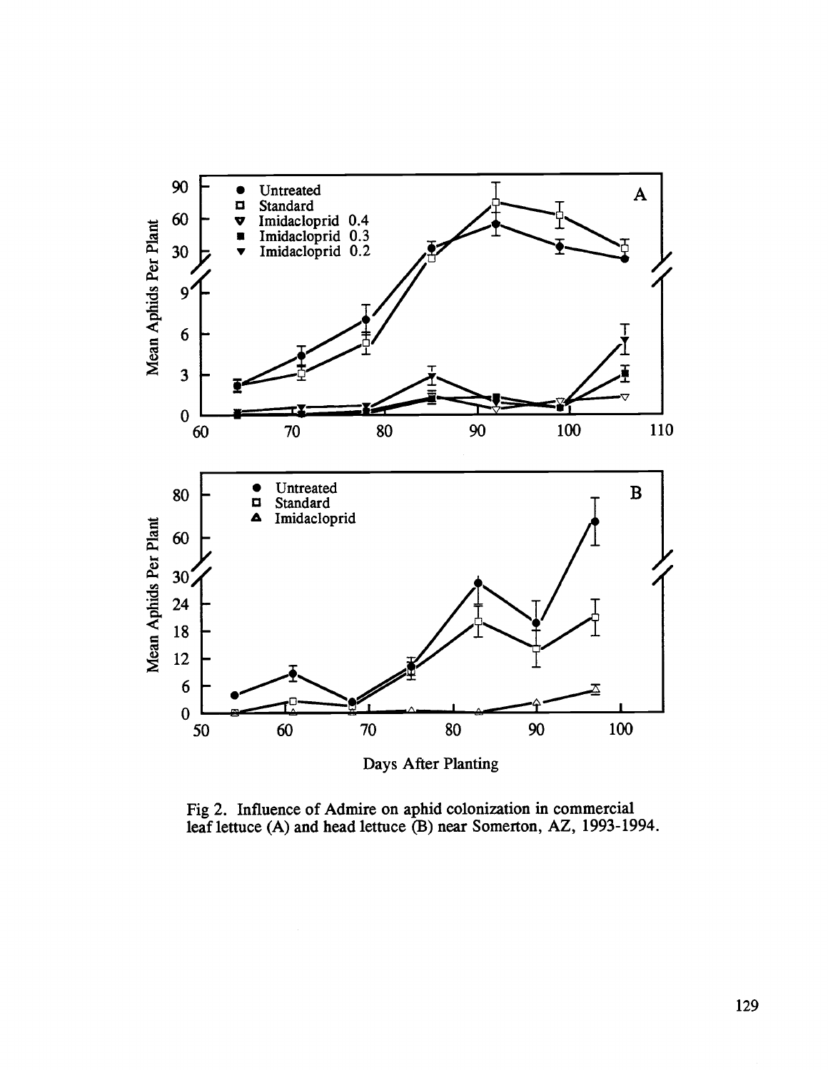A

- Untreated
- Standard
- Imidacloprid 0.4
- Imidacloprid 0.3
- Imidacloprid 0.2

Mean Aphids Per Plant

90
60
30
9
6
3
0

60 70 80 90 100 110

B

- Untreated
- Standard
- Imidacloprid

Mean Aphids Per Plant

80
60
30
24
18
12
6
0

50 60 70 80 90 100

Days After Planting

Fig 2. Influence of Admire on aphid colonization in commercial leaf lettuce (A) and head lettuce (B) near Somerton, AZ, 1993-1994.